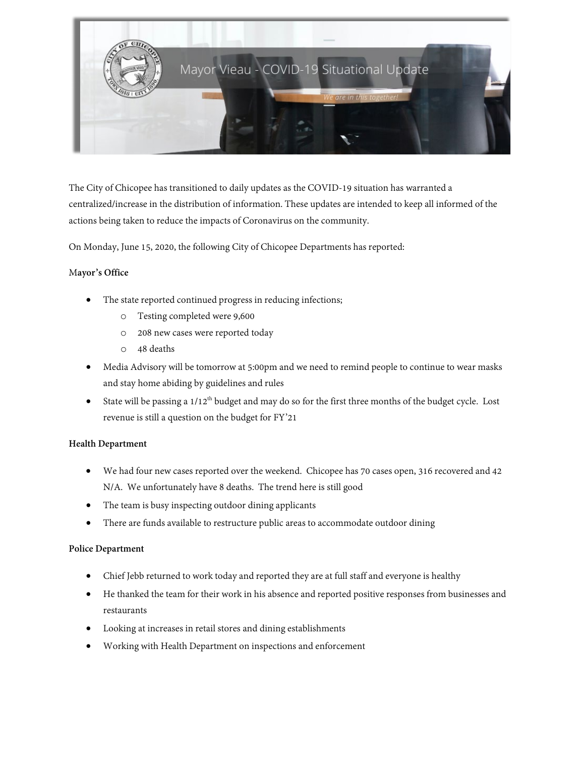# Mayor Vieau - COVID-19 Situational Update

*We are in this together!*

The City of Chicopee has transitioned to daily updates as the COVID-19 situation has warranted a centralized/increase in the distribution of information. These updates are intended to keep all informed of the actions being taken to reduce the impacts of Coronavirus on the community.

On Monday, June 15, 2020, the following City of Chicopee Departments has reported:

**Mayor's Office**

- The state reported continued progress in reducing infections;
  - Testing completed were 9,600
  - 208 new cases were reported today
  - 48 deaths
- Media Advisory will be tomorrow at 5:00pm and we need to remind people to continue to wear masks and stay home abiding by guidelines and rules
- State will be passing a 1/12th budget and may do so for the first three months of the budget cycle. Lost revenue is still a question on the budget for FY'21

**Health Department**

- We had four new cases reported over the weekend. Chicopee has 70 cases open, 316 recovered and 42 N/A. We unfortunately have 8 deaths. The trend here is still good
- The team is busy inspecting outdoor dining applicants
- There are funds available to restructure public areas to accommodate outdoor dining

**Police Department**

- Chief Jebb returned to work today and reported they are at full staff and everyone is healthy
- He thanked the team for their work in his absence and reported positive responses from businesses and restaurants
- Looking at increases in retail stores and dining establishments
- Working with Health Department on inspections and enforcement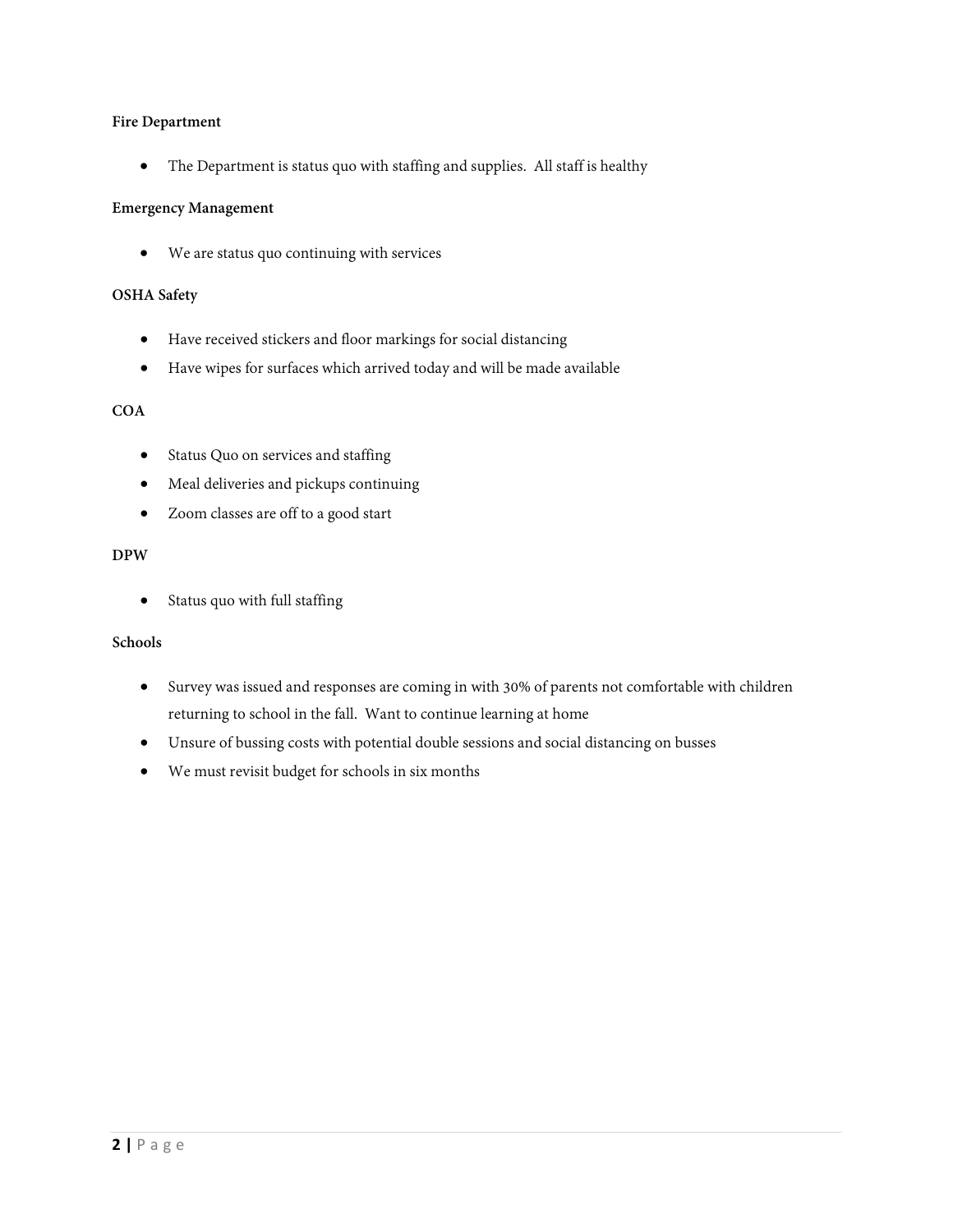**Fire Department**

- The Department is status quo with staffing and supplies.  All staff is healthy

**Emergency Management**

- We are status quo continuing with services

**OSHA Safety**

- Have received stickers and floor markings for social distancing
- Have wipes for surfaces which arrived today and will be made available

**COA**

- Status Quo on services and staffing
- Meal deliveries and pickups continuing
- Zoom classes are off to a good start

**DPW**

- Status quo with full staffing

**Schools**

- Survey was issued and responses are coming in with 30% of parents not comfortable with children returning to school in the fall.  Want to continue learning at home
- Unsure of bussing costs with potential double sessions and social distancing on busses
- We must revisit budget for schools in six months